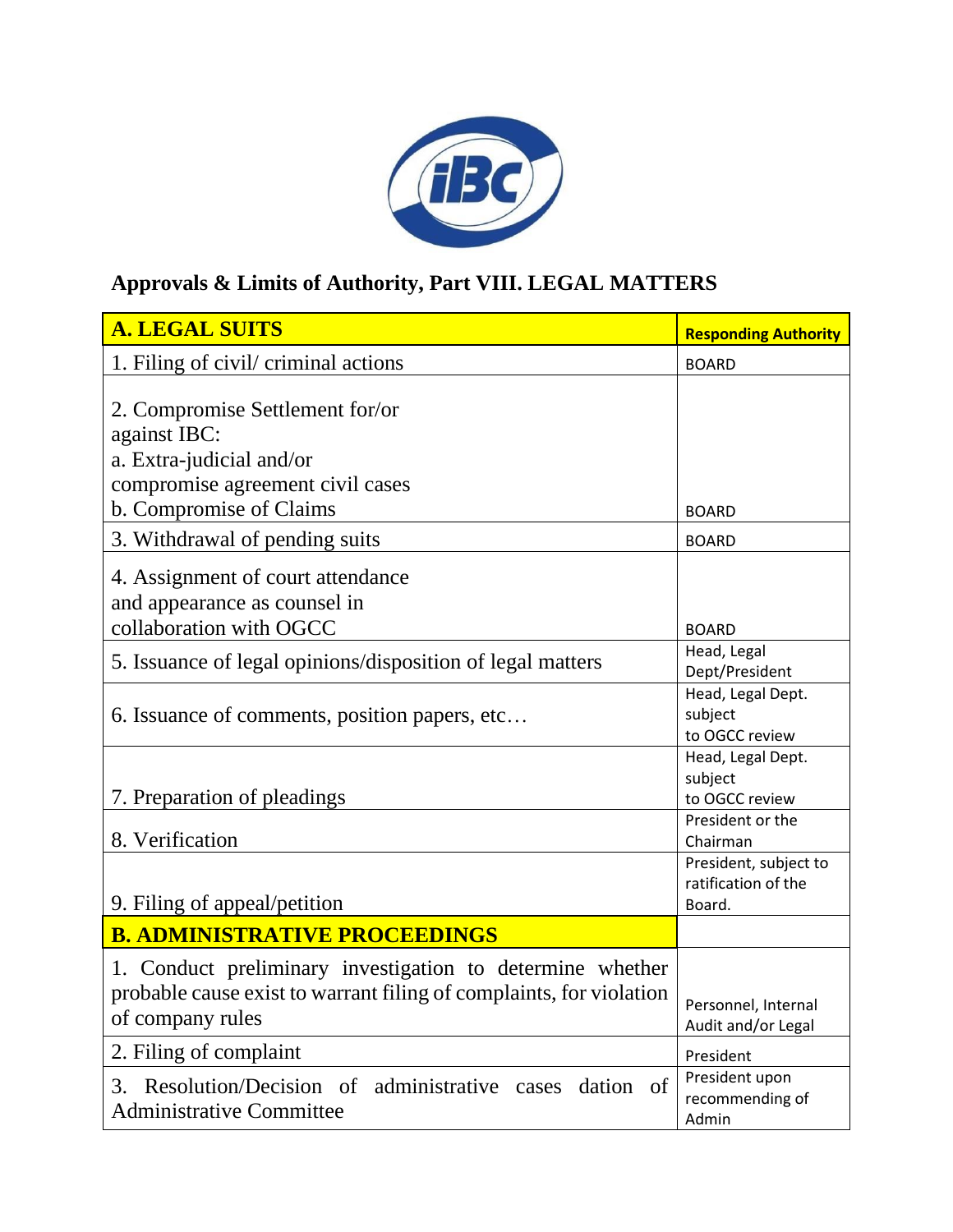## Approvals & Limits of Authority, Part VIII. LEGAL MATTERS

| A. LEGAL SUITS | Responding Authority |
|---|---|
| 1. Filing of civil/ criminal actions | BOARD |
| 2. Compromise Settlement for/or against IBC:<br>a. Extra-judicial and/or compromise agreement civil cases<br>b. Compromise of Claims | BOARD |
| 3. Withdrawal of pending suits | BOARD |
| 4. Assignment of court attendance and appearance as counsel in collaboration with OGCC | BOARD |
| 5. Issuance of legal opinions/disposition of legal matters | Head, Legal Dept/President |
| 6. Issuance of comments, position papers, etc… | Head, Legal Dept. subject to OGCC review |
| 7. Preparation of pleadings | Head, Legal Dept. subject to OGCC review |
| 8. Verification | President or the Chairman |
| 9. Filing of appeal/petition | President, subject to ratification of the Board. |
| **B. ADMINISTRATIVE PROCEEDINGS** | |
| 1. Conduct preliminary investigation to determine whether probable cause exist to warrant filing of complaints, for violation of company rules | Personnel, Internal Audit and/or Legal |
| 2. Filing of complaint | President |
| 3. Resolution/Decision of administrative cases dation of Administrative Committee | President upon recommending of Admin |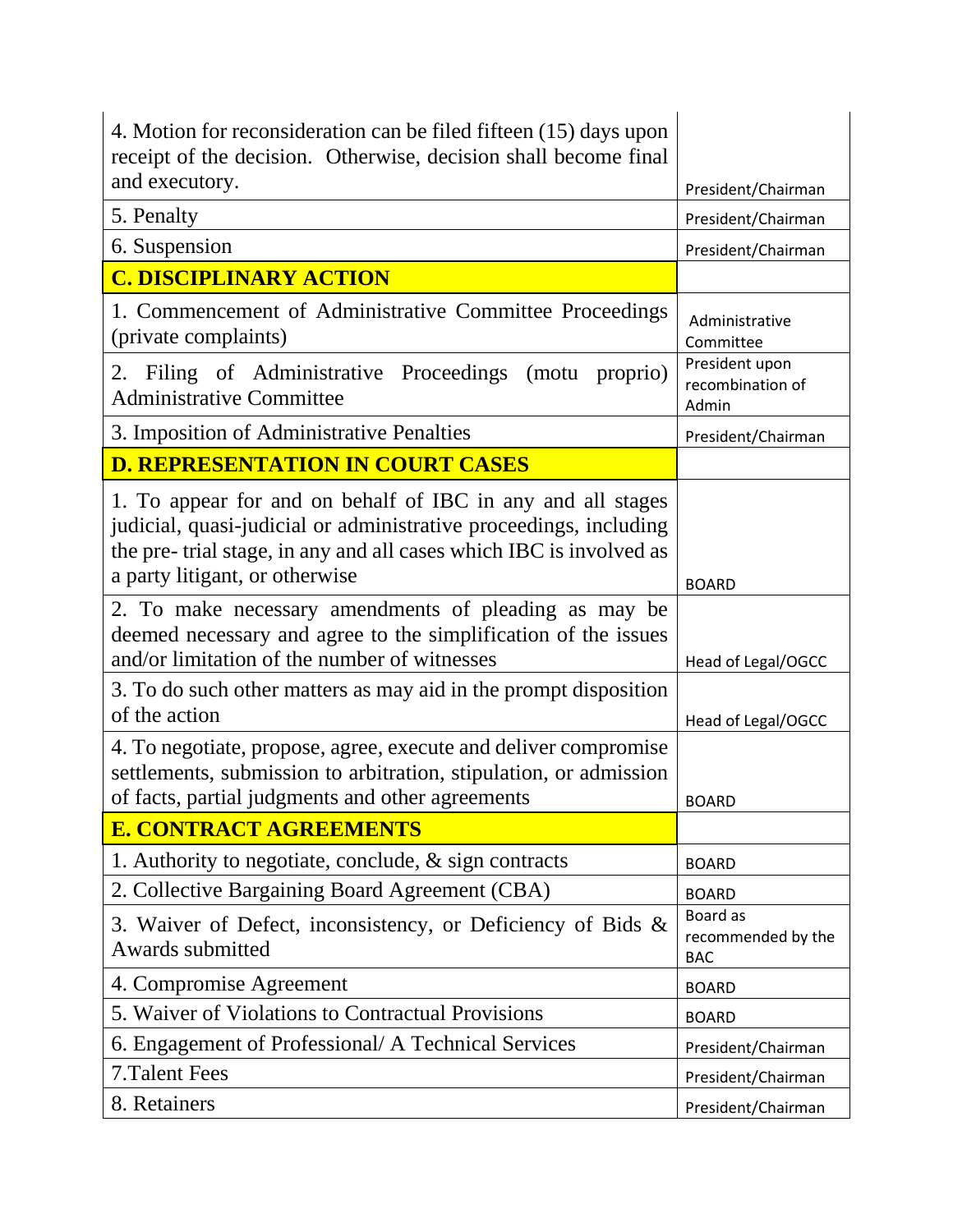| | |
|---|---|
| 4. Motion for reconsideration can be filed fifteen (15) days upon receipt of the decision. Otherwise, decision shall become final and executory. | President/Chairman |
| 5. Penalty | President/Chairman |
| 6. Suspension | President/Chairman |
| **C. DISCIPLINARY ACTION** | |
| 1. Commencement of Administrative Committee Proceedings (private complaints) | Administrative Committee |
| 2. Filing of Administrative Proceedings (motu proprio) Administrative Committee | President upon recombination of Admin |
| 3. Imposition of Administrative Penalties | President/Chairman |
| **D. REPRESENTATION IN COURT CASES** | |
| 1. To appear for and on behalf of IBC in any and all stages judicial, quasi-judicial or administrative proceedings, including the pre- trial stage, in any and all cases which IBC is involved as a party litigant, or otherwise | BOARD |
| 2. To make necessary amendments of pleading as may be deemed necessary and agree to the simplification of the issues and/or limitation of the number of witnesses | Head of Legal/OGCC |
| 3. To do such other matters as may aid in the prompt disposition of the action | Head of Legal/OGCC |
| 4. To negotiate, propose, agree, execute and deliver compromise settlements, submission to arbitration, stipulation, or admission of facts, partial judgments and other agreements | BOARD |
| **E. CONTRACT AGREEMENTS** | |
| 1. Authority to negotiate, conclude, & sign contracts | BOARD |
| 2. Collective Bargaining Board Agreement (CBA) | BOARD |
| 3. Waiver of Defect, inconsistency, or Deficiency of Bids & Awards submitted | Board as recommended by the BAC |
| 4. Compromise Agreement | BOARD |
| 5. Waiver of Violations to Contractual Provisions | BOARD |
| 6. Engagement of Professional/ A Technical Services | President/Chairman |
| 7.Talent Fees | President/Chairman |
| 8. Retainers | President/Chairman |